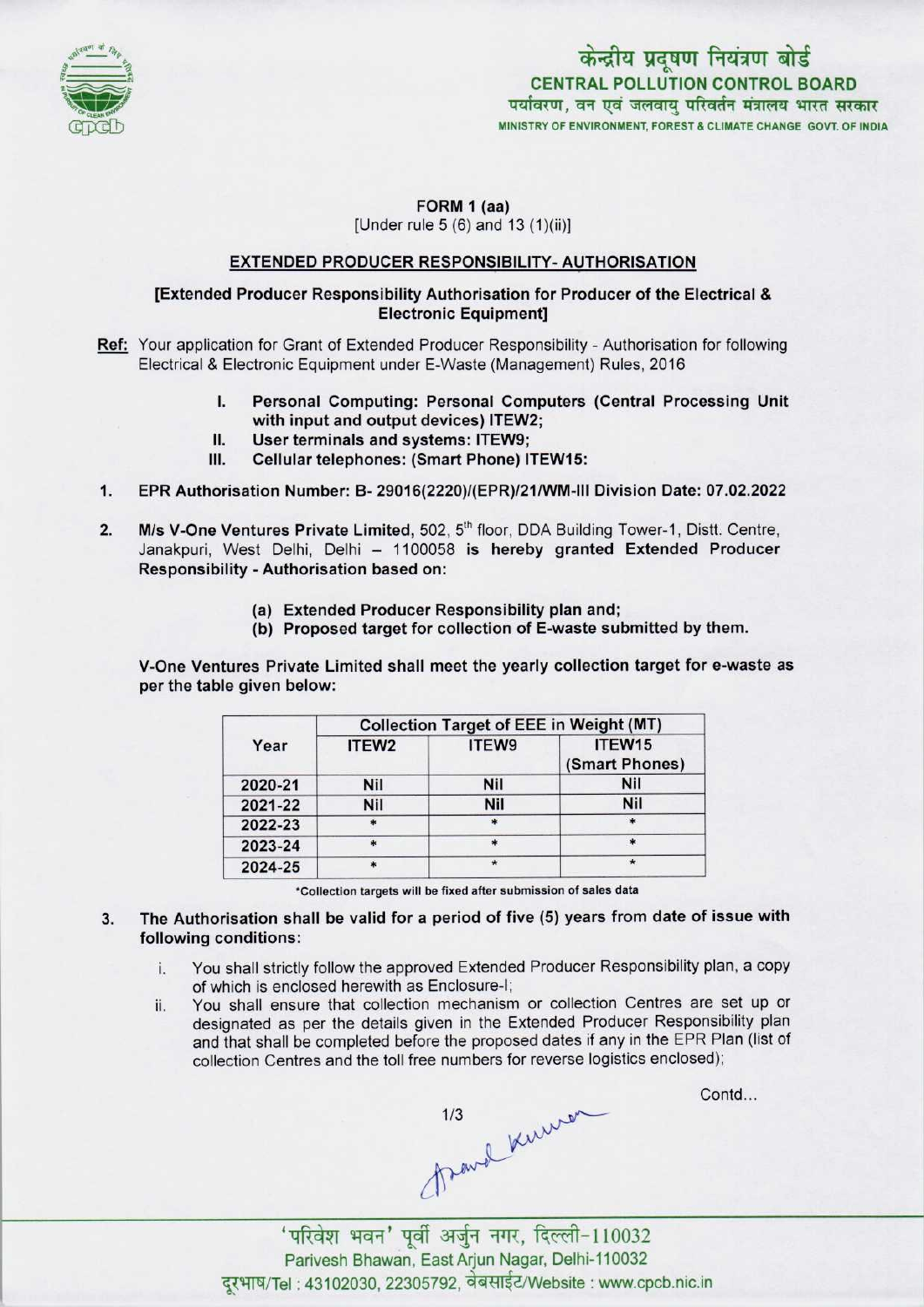केन्द्रीय प्रदूषण नियंत्रण बोर्ड
**CENTRAL POLLUTION CONTROL BOARD**
पर्यावरण, वन एवं जलवायु परिवर्तन मंत्रालय भारत सरकार
MINISTRY OF ENVIRONMENT, FOREST & CLIMATE CHANGE GOVT. OF INDIA

**FORM 1 (aa)**
[Under rule 5 (6) and 13 (1)(ii)]

**EXTENDED PRODUCER RESPONSIBILITY- AUTHORISATION**

**[Extended Producer Responsibility Authorisation for Producer of the Electrical & Electronic Equipment]**

**Ref:** Your application for Grant of Extended Producer Responsibility - Authorisation for following Electrical & Electronic Equipment under E-Waste (Management) Rules, 2016

I. **Personal Computing: Personal Computers (Central Processing Unit with input and output devices) ITEW2;**
II. **User terminals and systems: ITEW9;**
III. **Cellular telephones: (Smart Phone) ITEW15:**

1. **EPR Authorisation Number: B- 29016(2220)/(EPR)/21/WM-III Division Date: 07.02.2022**

2. **M/s V-One Ventures Private Limited**, 502, 5th floor, DDA Building Tower-1, Distt. Centre, Janakpuri, West Delhi, Delhi – 1100058 **is hereby granted Extended Producer Responsibility - Authorisation based on:**

   (a) **Extended Producer Responsibility plan and;**
   (b) **Proposed target for collection of E-waste submitted by them.**

**V-One Ventures Private Limited shall meet the yearly collection target for e-waste as per the table given below:**

| Year | Collection Target of EEE in Weight (MT) | | |
|---|---|---|---|
| | ITEW2 | ITEW9 | ITEW15 (Smart Phones) |
| 2020-21 | Nil | Nil | Nil |
| 2021-22 | Nil | Nil | Nil |
| 2022-23 | * | * | * |
| 2023-24 | * | * | * |
| 2024-25 | * | * | * |

*Collection targets will be fixed after submission of sales data

3. **The Authorisation shall be valid for a period of five (5) years from date of issue with following conditions:**

   i. You shall strictly follow the approved Extended Producer Responsibility plan, a copy of which is enclosed herewith as Enclosure-I;
   ii. You shall ensure that collection mechanism or collection Centres are set up or designated as per the details given in the Extended Producer Responsibility plan and that shall be completed before the proposed dates if any in the EPR Plan (list of collection Centres and the toll free numbers for reverse logistics enclosed);

Contd...

'परिवेश भवन' पूर्वी अर्जुन नगर, दिल्ली-110032
Parivesh Bhawan, East Arjun Nagar, Delhi-110032
दूरभाष/Tel : 43102030, 22305792, वेबसाईट/Website : www.cpcb.nic.in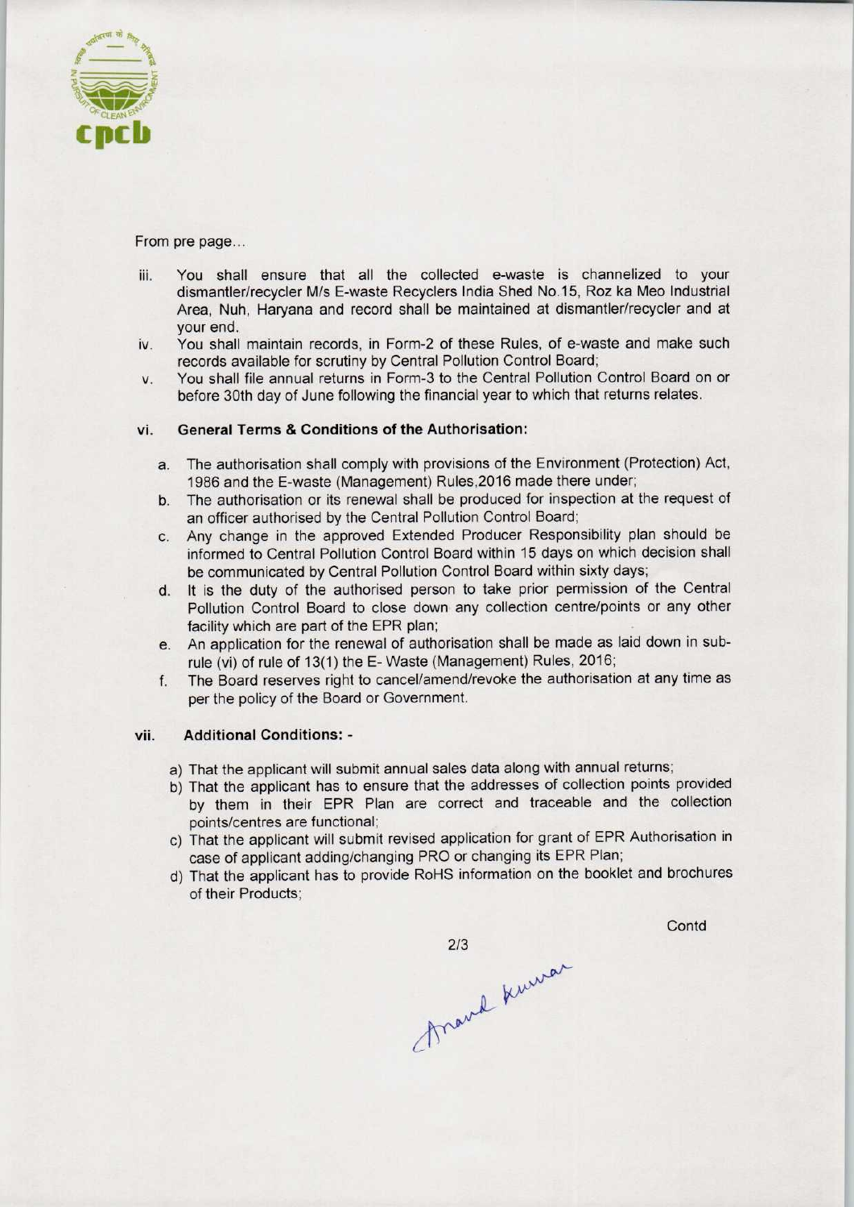From pre page...

iii. You shall ensure that all the collected e-waste is channelized to your dismantler/recycler M/s E-waste Recyclers India Shed No.15, Roz ka Meo Industrial Area, Nuh, Haryana and record shall be maintained at dismantler/recycler and at your end.

iv. You shall maintain records, in Form-2 of these Rules, of e-waste and make such records available for scrutiny by Central Pollution Control Board;

v. You shall file annual returns in Form-3 to the Central Pollution Control Board on or before 30th day of June following the financial year to which that returns relates.

vi. **General Terms & Conditions of the Authorisation:**

a. The authorisation shall comply with provisions of the Environment (Protection) Act, 1986 and the E-waste (Management) Rules,2016 made there under;

b. The authorisation or its renewal shall be produced for inspection at the request of an officer authorised by the Central Pollution Control Board;

c. Any change in the approved Extended Producer Responsibility plan should be informed to Central Pollution Control Board within 15 days on which decision shall be communicated by Central Pollution Control Board within sixty days;

d. It is the duty of the authorised person to take prior permission of the Central Pollution Control Board to close down any collection centre/points or any other facility which are part of the EPR plan;

e. An application for the renewal of authorisation shall be made as laid down in sub-rule (vi) of rule of 13(1) the E- Waste (Management) Rules, 2016;

f. The Board reserves right to cancel/amend/revoke the authorisation at any time as per the policy of the Board or Government.

vii. **Additional Conditions: -**

a) That the applicant will submit annual sales data along with annual returns;

b) That the applicant has to ensure that the addresses of collection points provided by them in their EPR Plan are correct and traceable and the collection points/centres are functional;

c) That the applicant will submit revised application for grant of EPR Authorisation in case of applicant adding/changing PRO or changing its EPR Plan;

d) That the applicant has to provide RoHS information on the booklet and brochures of their Products;

Contd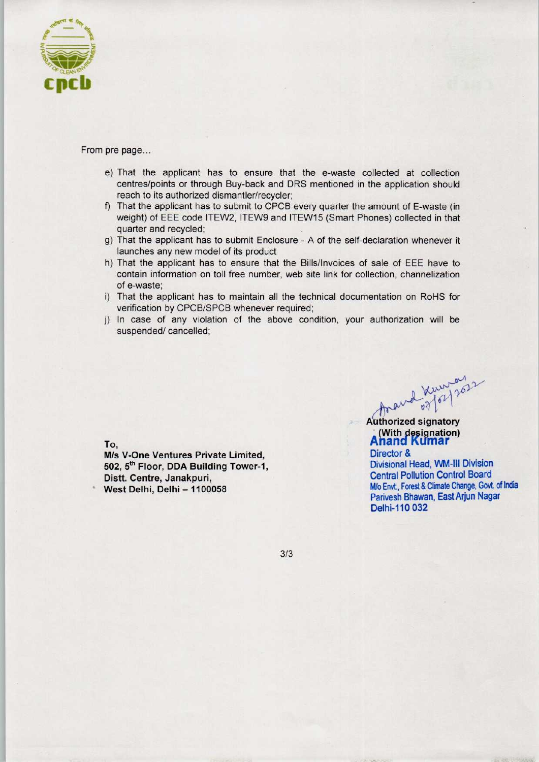From pre page...

e) That the applicant has to ensure that the e-waste collected at collection centres/points or through Buy-back and DRS mentioned in the application should reach to its authorized dismantler/recycler;
f) That the applicant has to submit to CPCB every quarter the amount of E-waste (in weight) of EEE code ITEW2, ITEW9 and ITEW15 (Smart Phones) collected in that quarter and recycled;
g) That the applicant has to submit Enclosure - A of the self-declaration whenever it launches any new model of its product
h) That the applicant has to ensure that the Bills/Invoices of sale of EEE have to contain information on toll free number, web site link for collection, channelization of e-waste;
i) That the applicant has to maintain all the technical documentation on RoHS for verification by CPCB/SPCB whenever required;
j) In case of any violation of the above condition, your authorization will be suspended/ cancelled;

Anand Kumar 07/02/2022

**Authorized signatory**
**(With designation)**
**Anand Kumar**
Director &
Divisional Head, WM-III Division
Central Pollution Control Board
M/o Envt., Forest & Climate Change, Govt. of India
Parivesh Bhawan, East Arjun Nagar
Delhi-110 032

**To,**
**M/s V-One Ventures Private Limited,**
**502, 5th Floor, DDA Building Tower-1,**
**Distt. Centre, Janakpuri,**
**West Delhi, Delhi – 1100058**